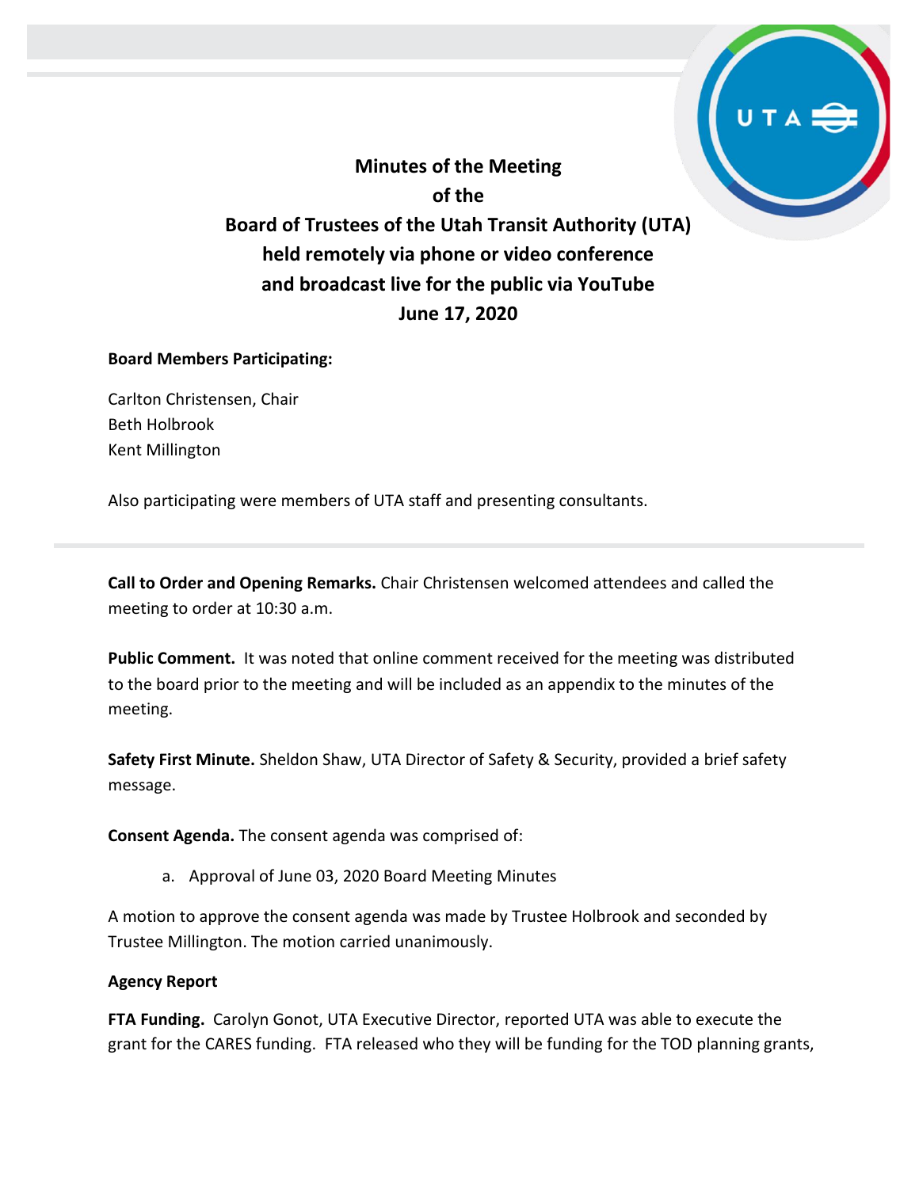# Minutes of the Meeting
# of the
# Board of Trustees of the Utah Transit Authority (UTA)
# held remotely via phone or video conference
# and broadcast live for the public via YouTube
# June 17, 2020

**Board Members Participating:**

Carlton Christensen, Chair
Beth Holbrook
Kent Millington

Also participating were members of UTA staff and presenting consultants.

---

**Call to Order and Opening Remarks.** Chair Christensen welcomed attendees and called the meeting to order at 10:30 a.m.

**Public Comment.** It was noted that online comment received for the meeting was distributed to the board prior to the meeting and will be included as an appendix to the minutes of the meeting.

**Safety First Minute.** Sheldon Shaw, UTA Director of Safety & Security, provided a brief safety message.

**Consent Agenda.** The consent agenda was comprised of:

a. Approval of June 03, 2020 Board Meeting Minutes

A motion to approve the consent agenda was made by Trustee Holbrook and seconded by Trustee Millington. The motion carried unanimously.

**Agency Report**

**FTA Funding.** Carolyn Gonot, UTA Executive Director, reported UTA was able to execute the grant for the CARES funding. FTA released who they will be funding for the TOD planning grants,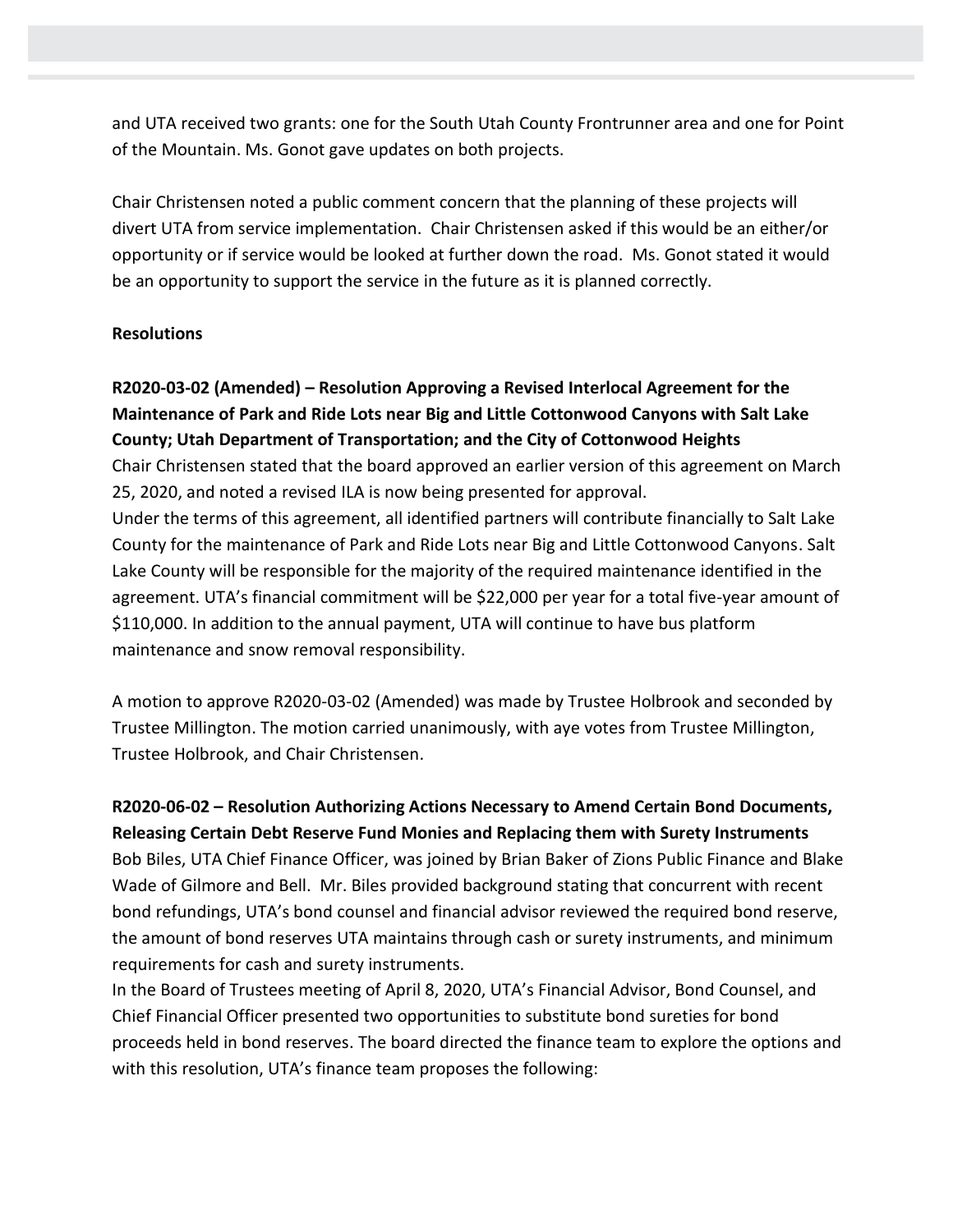and UTA received two grants: one for the South Utah County Frontrunner area and one for Point of the Mountain. Ms. Gonot gave updates on both projects.

Chair Christensen noted a public comment concern that the planning of these projects will divert UTA from service implementation. Chair Christensen asked if this would be an either/or opportunity or if service would be looked at further down the road. Ms. Gonot stated it would be an opportunity to support the service in the future as it is planned correctly.

**Resolutions**

**R2020-03-02 (Amended) – Resolution Approving a Revised Interlocal Agreement for the Maintenance of Park and Ride Lots near Big and Little Cottonwood Canyons with Salt Lake County; Utah Department of Transportation; and the City of Cottonwood Heights**

Chair Christensen stated that the board approved an earlier version of this agreement on March 25, 2020, and noted a revised ILA is now being presented for approval.

Under the terms of this agreement, all identified partners will contribute financially to Salt Lake County for the maintenance of Park and Ride Lots near Big and Little Cottonwood Canyons. Salt Lake County will be responsible for the majority of the required maintenance identified in the agreement. UTA's financial commitment will be $22,000 per year for a total five-year amount of $110,000. In addition to the annual payment, UTA will continue to have bus platform maintenance and snow removal responsibility.

A motion to approve R2020-03-02 (Amended) was made by Trustee Holbrook and seconded by Trustee Millington. The motion carried unanimously, with aye votes from Trustee Millington, Trustee Holbrook, and Chair Christensen.

**R2020-06-02 – Resolution Authorizing Actions Necessary to Amend Certain Bond Documents, Releasing Certain Debt Reserve Fund Monies and Replacing them with Surety Instruments**

Bob Biles, UTA Chief Finance Officer, was joined by Brian Baker of Zions Public Finance and Blake Wade of Gilmore and Bell. Mr. Biles provided background stating that concurrent with recent bond refundings, UTA's bond counsel and financial advisor reviewed the required bond reserve, the amount of bond reserves UTA maintains through cash or surety instruments, and minimum requirements for cash and surety instruments.

In the Board of Trustees meeting of April 8, 2020, UTA's Financial Advisor, Bond Counsel, and Chief Financial Officer presented two opportunities to substitute bond sureties for bond proceeds held in bond reserves. The board directed the finance team to explore the options and with this resolution, UTA's finance team proposes the following: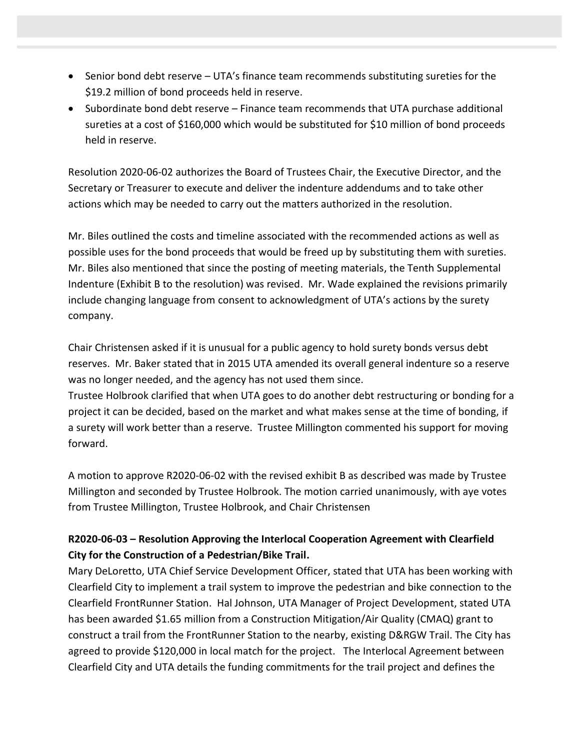- Senior bond debt reserve – UTA's finance team recommends substituting sureties for the $19.2 million of bond proceeds held in reserve.
- Subordinate bond debt reserve – Finance team recommends that UTA purchase additional sureties at a cost of $160,000 which would be substituted for $10 million of bond proceeds held in reserve.

Resolution 2020-06-02 authorizes the Board of Trustees Chair, the Executive Director, and the Secretary or Treasurer to execute and deliver the indenture addendums and to take other actions which may be needed to carry out the matters authorized in the resolution.

Mr. Biles outlined the costs and timeline associated with the recommended actions as well as possible uses for the bond proceeds that would be freed up by substituting them with sureties. Mr. Biles also mentioned that since the posting of meeting materials, the Tenth Supplemental Indenture (Exhibit B to the resolution) was revised. Mr. Wade explained the revisions primarily include changing language from consent to acknowledgment of UTA's actions by the surety company.

Chair Christensen asked if it is unusual for a public agency to hold surety bonds versus debt reserves. Mr. Baker stated that in 2015 UTA amended its overall general indenture so a reserve was no longer needed, and the agency has not used them since.
Trustee Holbrook clarified that when UTA goes to do another debt restructuring or bonding for a project it can be decided, based on the market and what makes sense at the time of bonding, if a surety will work better than a reserve. Trustee Millington commented his support for moving forward.

A motion to approve R2020-06-02 with the revised exhibit B as described was made by Trustee Millington and seconded by Trustee Holbrook. The motion carried unanimously, with aye votes from Trustee Millington, Trustee Holbrook, and Chair Christensen

**R2020-06-03 – Resolution Approving the Interlocal Cooperation Agreement with Clearfield City for the Construction of a Pedestrian/Bike Trail.**
Mary DeLoretto, UTA Chief Service Development Officer, stated that UTA has been working with Clearfield City to implement a trail system to improve the pedestrian and bike connection to the Clearfield FrontRunner Station. Hal Johnson, UTA Manager of Project Development, stated UTA has been awarded $1.65 million from a Construction Mitigation/Air Quality (CMAQ) grant to construct a trail from the FrontRunner Station to the nearby, existing D&RGW Trail. The City has agreed to provide $120,000 in local match for the project. The Interlocal Agreement between Clearfield City and UTA details the funding commitments for the trail project and defines the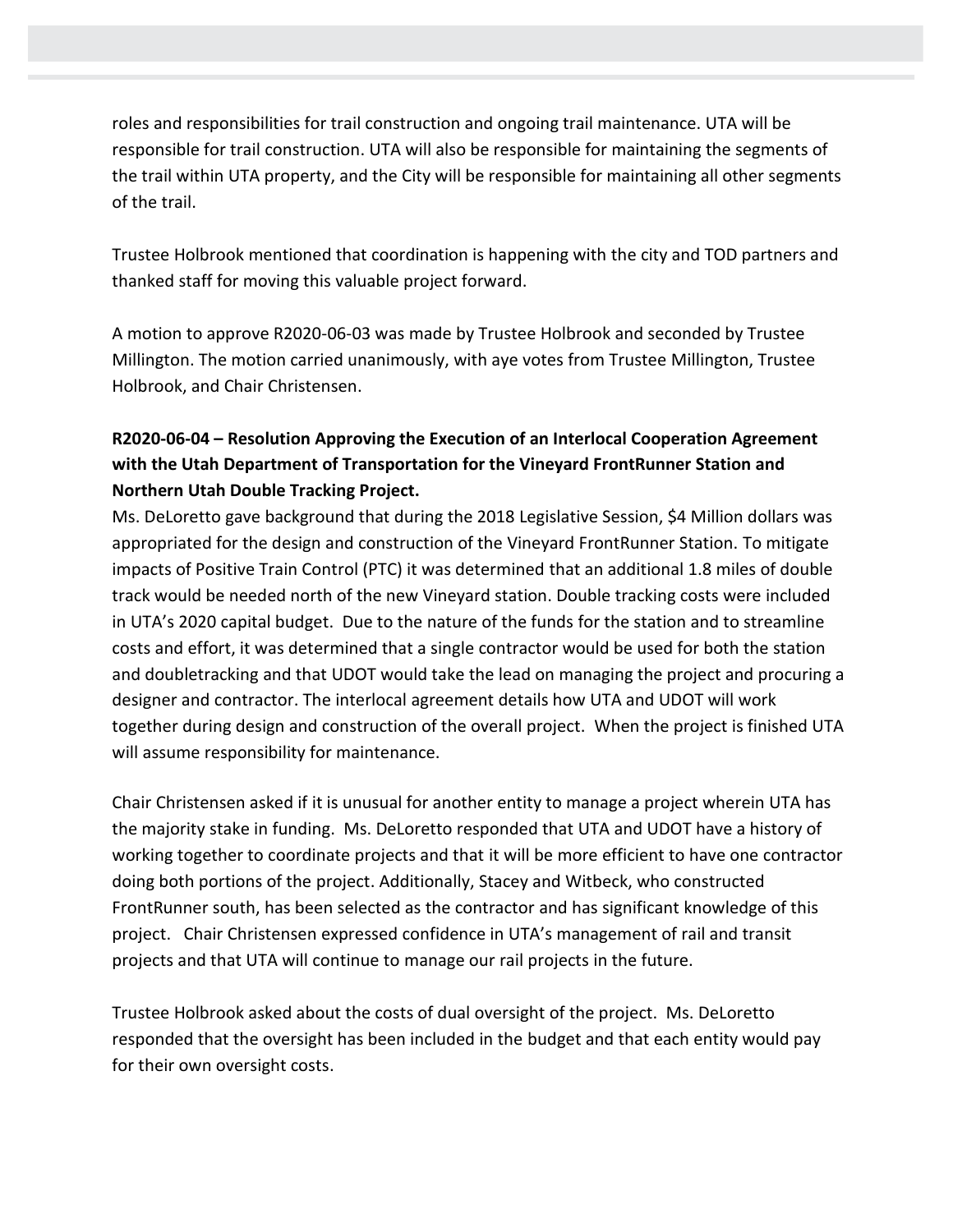roles and responsibilities for trail construction and ongoing trail maintenance. UTA will be responsible for trail construction. UTA will also be responsible for maintaining the segments of the trail within UTA property, and the City will be responsible for maintaining all other segments of the trail.

Trustee Holbrook mentioned that coordination is happening with the city and TOD partners and thanked staff for moving this valuable project forward.

A motion to approve R2020-06-03 was made by Trustee Holbrook and seconded by Trustee Millington. The motion carried unanimously, with aye votes from Trustee Millington, Trustee Holbrook, and Chair Christensen.

**R2020-06-04 – Resolution Approving the Execution of an Interlocal Cooperation Agreement with the Utah Department of Transportation for the Vineyard FrontRunner Station and Northern Utah Double Tracking Project.**

Ms. DeLoretto gave background that during the 2018 Legislative Session, $4 Million dollars was appropriated for the design and construction of the Vineyard FrontRunner Station. To mitigate impacts of Positive Train Control (PTC) it was determined that an additional 1.8 miles of double track would be needed north of the new Vineyard station. Double tracking costs were included in UTA's 2020 capital budget. Due to the nature of the funds for the station and to streamline costs and effort, it was determined that a single contractor would be used for both the station and doubletracking and that UDOT would take the lead on managing the project and procuring a designer and contractor. The interlocal agreement details how UTA and UDOT will work together during design and construction of the overall project. When the project is finished UTA will assume responsibility for maintenance.

Chair Christensen asked if it is unusual for another entity to manage a project wherein UTA has the majority stake in funding. Ms. DeLoretto responded that UTA and UDOT have a history of working together to coordinate projects and that it will be more efficient to have one contractor doing both portions of the project. Additionally, Stacey and Witbeck, who constructed FrontRunner south, has been selected as the contractor and has significant knowledge of this project. Chair Christensen expressed confidence in UTA's management of rail and transit projects and that UTA will continue to manage our rail projects in the future.

Trustee Holbrook asked about the costs of dual oversight of the project. Ms. DeLoretto responded that the oversight has been included in the budget and that each entity would pay for their own oversight costs.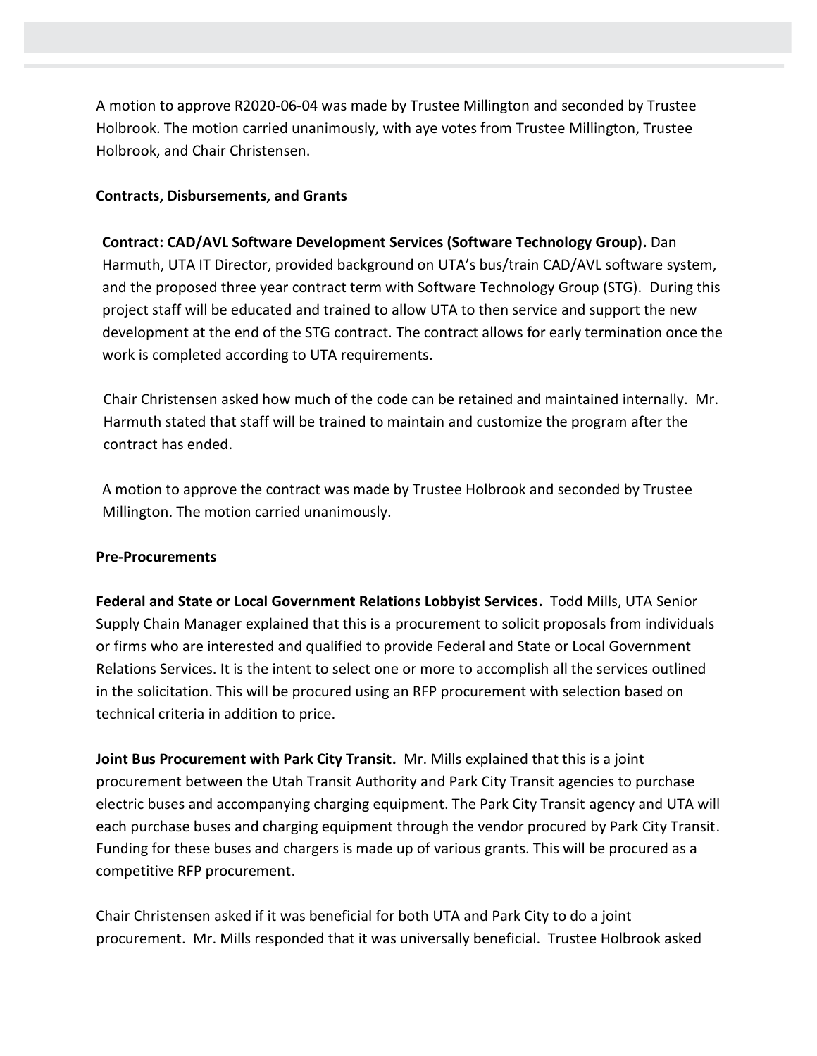A motion to approve R2020-06-04 was made by Trustee Millington and seconded by Trustee Holbrook. The motion carried unanimously, with aye votes from Trustee Millington, Trustee Holbrook, and Chair Christensen.

**Contracts, Disbursements, and Grants**

**Contract: CAD/AVL Software Development Services (Software Technology Group).** Dan Harmuth, UTA IT Director, provided background on UTA's bus/train CAD/AVL software system, and the proposed three year contract term with Software Technology Group (STG). During this project staff will be educated and trained to allow UTA to then service and support the new development at the end of the STG contract. The contract allows for early termination once the work is completed according to UTA requirements.

Chair Christensen asked how much of the code can be retained and maintained internally. Mr. Harmuth stated that staff will be trained to maintain and customize the program after the contract has ended.

A motion to approve the contract was made by Trustee Holbrook and seconded by Trustee Millington. The motion carried unanimously.

**Pre-Procurements**

**Federal and State or Local Government Relations Lobbyist Services.** Todd Mills, UTA Senior Supply Chain Manager explained that this is a procurement to solicit proposals from individuals or firms who are interested and qualified to provide Federal and State or Local Government Relations Services. It is the intent to select one or more to accomplish all the services outlined in the solicitation. This will be procured using an RFP procurement with selection based on technical criteria in addition to price.

**Joint Bus Procurement with Park City Transit.** Mr. Mills explained that this is a joint procurement between the Utah Transit Authority and Park City Transit agencies to purchase electric buses and accompanying charging equipment. The Park City Transit agency and UTA will each purchase buses and charging equipment through the vendor procured by Park City Transit. Funding for these buses and chargers is made up of various grants. This will be procured as a competitive RFP procurement.

Chair Christensen asked if it was beneficial for both UTA and Park City to do a joint procurement. Mr. Mills responded that it was universally beneficial. Trustee Holbrook asked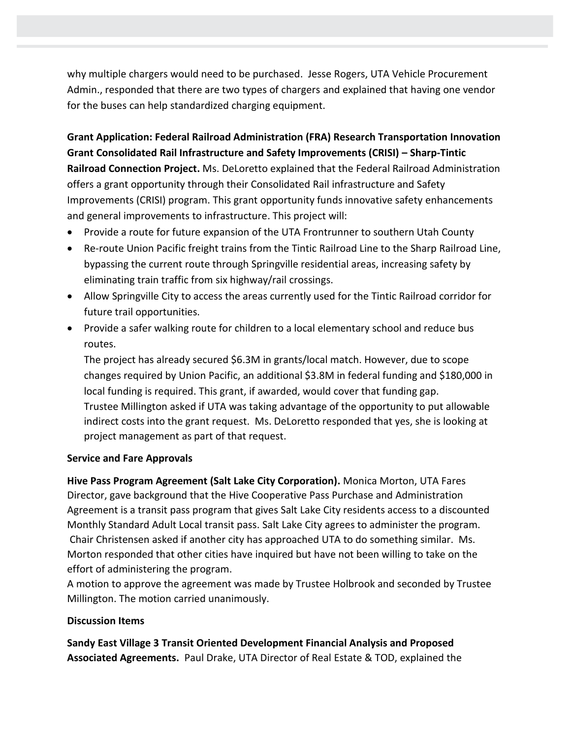why multiple chargers would need to be purchased. Jesse Rogers, UTA Vehicle Procurement Admin., responded that there are two types of chargers and explained that having one vendor for the buses can help standardized charging equipment.

**Grant Application: Federal Railroad Administration (FRA) Research Transportation Innovation Grant Consolidated Rail Infrastructure and Safety Improvements (CRISI) – Sharp-Tintic Railroad Connection Project.** Ms. DeLoretto explained that the Federal Railroad Administration offers a grant opportunity through their Consolidated Rail infrastructure and Safety Improvements (CRISI) program. This grant opportunity funds innovative safety enhancements and general improvements to infrastructure. This project will:

- Provide a route for future expansion of the UTA Frontrunner to southern Utah County
- Re-route Union Pacific freight trains from the Tintic Railroad Line to the Sharp Railroad Line, bypassing the current route through Springville residential areas, increasing safety by eliminating train traffic from six highway/rail crossings.
- Allow Springville City to access the areas currently used for the Tintic Railroad corridor for future trail opportunities.
- Provide a safer walking route for children to a local elementary school and reduce bus routes.

  The project has already secured $6.3M in grants/local match. However, due to scope changes required by Union Pacific, an additional $3.8M in federal funding and $180,000 in local funding is required. This grant, if awarded, would cover that funding gap.

  Trustee Millington asked if UTA was taking advantage of the opportunity to put allowable indirect costs into the grant request. Ms. DeLoretto responded that yes, she is looking at project management as part of that request.

**Service and Fare Approvals**

**Hive Pass Program Agreement (Salt Lake City Corporation).** Monica Morton, UTA Fares Director, gave background that the Hive Cooperative Pass Purchase and Administration Agreement is a transit pass program that gives Salt Lake City residents access to a discounted Monthly Standard Adult Local transit pass. Salt Lake City agrees to administer the program.

Chair Christensen asked if another city has approached UTA to do something similar. Ms. Morton responded that other cities have inquired but have not been willing to take on the effort of administering the program.

A motion to approve the agreement was made by Trustee Holbrook and seconded by Trustee Millington. The motion carried unanimously.

**Discussion Items**

**Sandy East Village 3 Transit Oriented Development Financial Analysis and Proposed Associated Agreements.** Paul Drake, UTA Director of Real Estate & TOD, explained the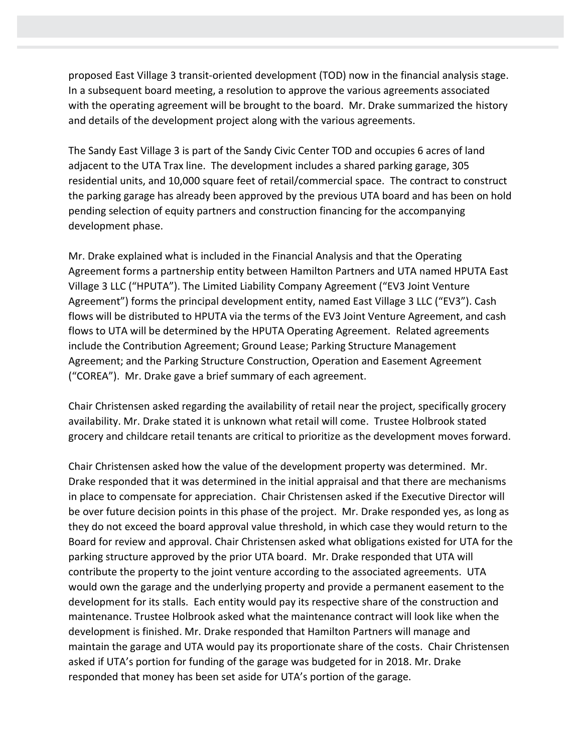proposed East Village 3 transit-oriented development (TOD) now in the financial analysis stage. In a subsequent board meeting, a resolution to approve the various agreements associated with the operating agreement will be brought to the board. Mr. Drake summarized the history and details of the development project along with the various agreements.

The Sandy East Village 3 is part of the Sandy Civic Center TOD and occupies 6 acres of land adjacent to the UTA Trax line. The development includes a shared parking garage, 305 residential units, and 10,000 square feet of retail/commercial space. The contract to construct the parking garage has already been approved by the previous UTA board and has been on hold pending selection of equity partners and construction financing for the accompanying development phase.

Mr. Drake explained what is included in the Financial Analysis and that the Operating Agreement forms a partnership entity between Hamilton Partners and UTA named HPUTA East Village 3 LLC ("HPUTA"). The Limited Liability Company Agreement ("EV3 Joint Venture Agreement") forms the principal development entity, named East Village 3 LLC ("EV3"). Cash flows will be distributed to HPUTA via the terms of the EV3 Joint Venture Agreement, and cash flows to UTA will be determined by the HPUTA Operating Agreement. Related agreements include the Contribution Agreement; Ground Lease; Parking Structure Management Agreement; and the Parking Structure Construction, Operation and Easement Agreement ("COREA"). Mr. Drake gave a brief summary of each agreement.

Chair Christensen asked regarding the availability of retail near the project, specifically grocery availability. Mr. Drake stated it is unknown what retail will come. Trustee Holbrook stated grocery and childcare retail tenants are critical to prioritize as the development moves forward.

Chair Christensen asked how the value of the development property was determined. Mr. Drake responded that it was determined in the initial appraisal and that there are mechanisms in place to compensate for appreciation. Chair Christensen asked if the Executive Director will be over future decision points in this phase of the project. Mr. Drake responded yes, as long as they do not exceed the board approval value threshold, in which case they would return to the Board for review and approval. Chair Christensen asked what obligations existed for UTA for the parking structure approved by the prior UTA board. Mr. Drake responded that UTA will contribute the property to the joint venture according to the associated agreements. UTA would own the garage and the underlying property and provide a permanent easement to the development for its stalls. Each entity would pay its respective share of the construction and maintenance. Trustee Holbrook asked what the maintenance contract will look like when the development is finished. Mr. Drake responded that Hamilton Partners will manage and maintain the garage and UTA would pay its proportionate share of the costs. Chair Christensen asked if UTA's portion for funding of the garage was budgeted for in 2018. Mr. Drake responded that money has been set aside for UTA's portion of the garage.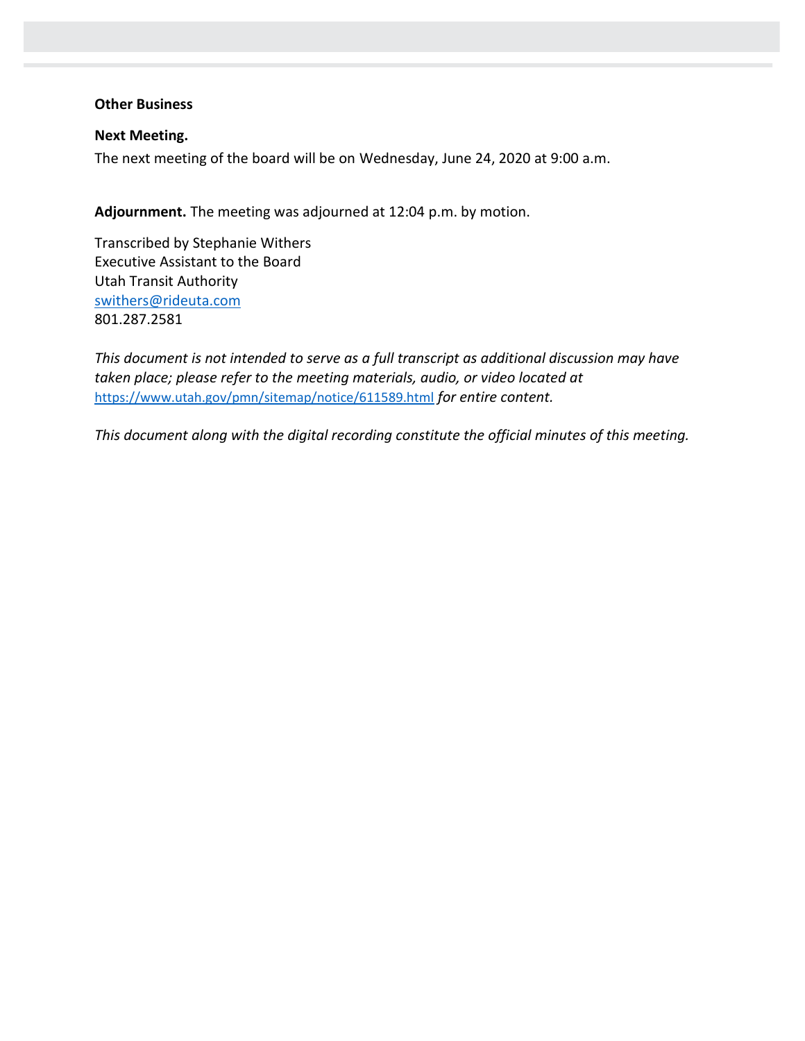**Other Business**

**Next Meeting.**

The next meeting of the board will be on Wednesday, June 24, 2020 at 9:00 a.m.

**Adjournment.** The meeting was adjourned at 12:04 p.m. by motion.

Transcribed by Stephanie Withers
Executive Assistant to the Board
Utah Transit Authority
swithers@rideuta.com
801.287.2581

*This document is not intended to serve as a full transcript as additional discussion may have taken place; please refer to the meeting materials, audio, or video located at* https://www.utah.gov/pmn/sitemap/notice/611589.html *for entire content.*

*This document along with the digital recording constitute the official minutes of this meeting.*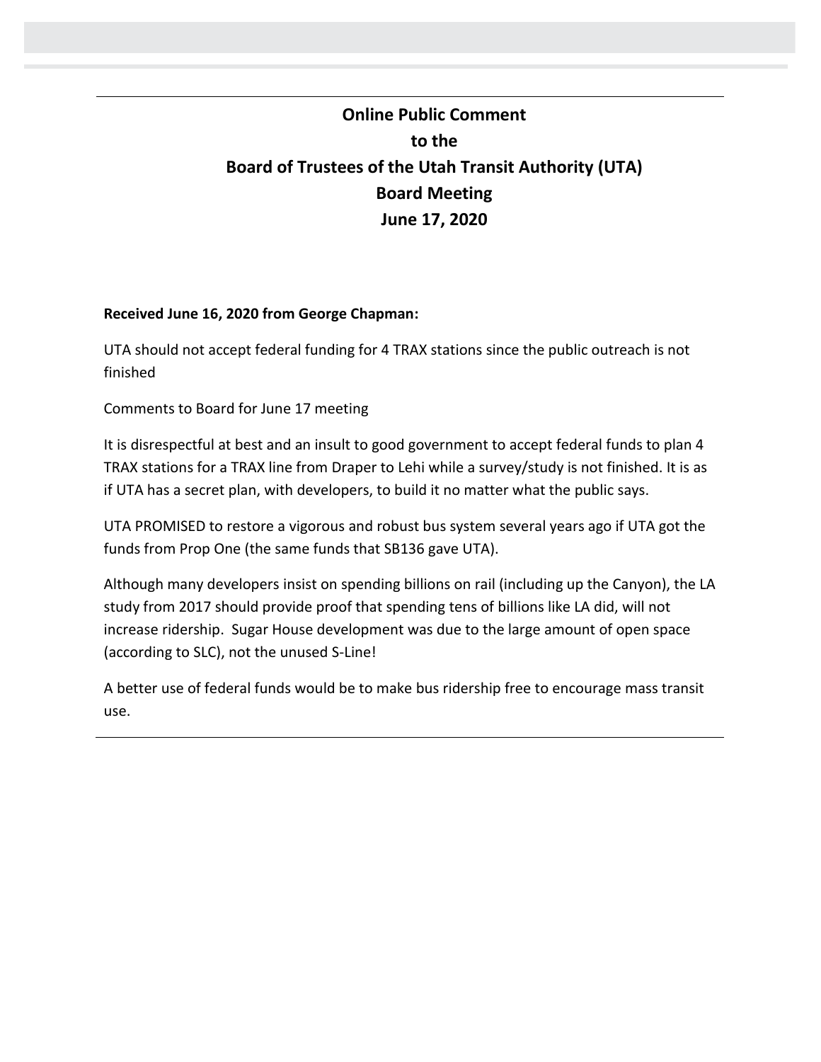**Online Public Comment**
**to the**
**Board of Trustees of the Utah Transit Authority (UTA)**
**Board Meeting**
**June 17, 2020**

**Received June 16, 2020 from George Chapman:**

UTA should not accept federal funding for 4 TRAX stations since the public outreach is not finished

Comments to Board for June 17 meeting

It is disrespectful at best and an insult to good government to accept federal funds to plan 4 TRAX stations for a TRAX line from Draper to Lehi while a survey/study is not finished. It is as if UTA has a secret plan, with developers, to build it no matter what the public says.

UTA PROMISED to restore a vigorous and robust bus system several years ago if UTA got the funds from Prop One (the same funds that SB136 gave UTA).

Although many developers insist on spending billions on rail (including up the Canyon), the LA study from 2017 should provide proof that spending tens of billions like LA did, will not increase ridership. Sugar House development was due to the large amount of open space (according to SLC), not the unused S-Line!

A better use of federal funds would be to make bus ridership free to encourage mass transit use.